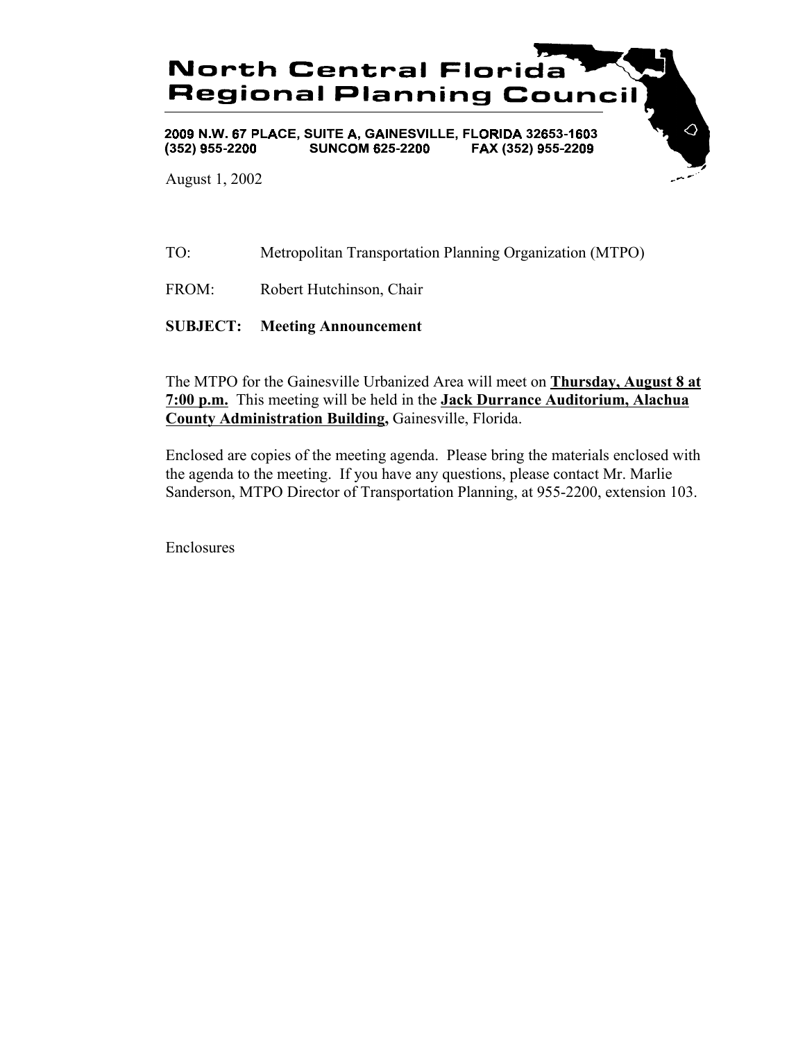# North Central Florida Regional Planning Council

2009 N.W. 67 PLACE, SUITE A, GAINESVILLE, FLORIDA 32653-1603
(352) 955-2200 SUNCOM 625-2200 FAX (352) 955-2209

August 1, 2002

TO: Metropolitan Transportation Planning Organization (MTPO)

FROM: Robert Hutchinson, Chair

**SUBJECT: Meeting Announcement**

The MTPO for the Gainesville Urbanized Area will meet on **Thursday, August 8 at 7:00 p.m.** This meeting will be held in the **Jack Durrance Auditorium, Alachua County Administration Building,** Gainesville, Florida.

Enclosed are copies of the meeting agenda. Please bring the materials enclosed with the agenda to the meeting. If you have any questions, please contact Mr. Marlie Sanderson, MTPO Director of Transportation Planning, at 955-2200, extension 103.

Enclosures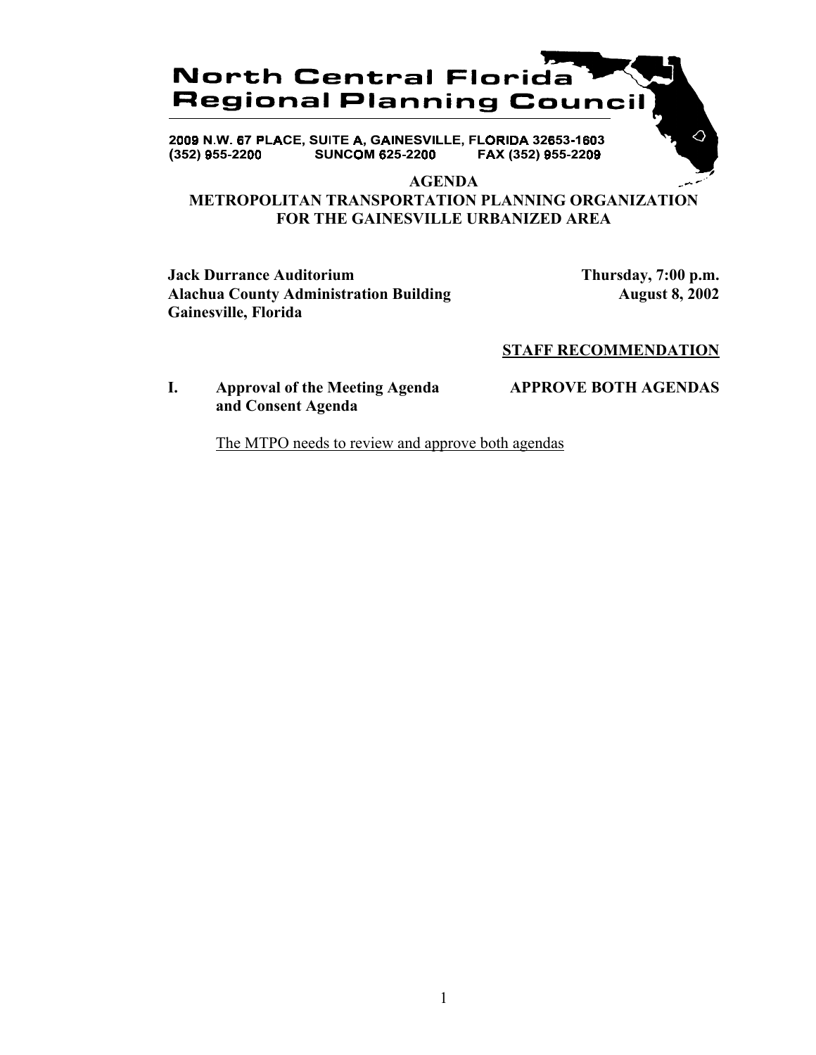# North Central Florida Regional Planning Council

2009 N.W. 67 PLACE, SUITE A, GAINESVILLE, FLORIDA 32653-1603
(352) 955-2200 SUNCOM 625-2200 FAX (352) 955-2209

## AGENDA
## METROPOLITAN TRANSPORTATION PLANNING ORGANIZATION FOR THE GAINESVILLE URBANIZED AREA

**Jack Durrance Auditorium**
**Alachua County Administration Building**
**Gainesville, Florida**

**Thursday, 7:00 p.m.**
**August 8, 2002**

**STAFF RECOMMENDATION**

**I. Approval of the Meeting Agenda and Consent Agenda** — **APPROVE BOTH AGENDAS**

The MTPO needs to review and approve both agendas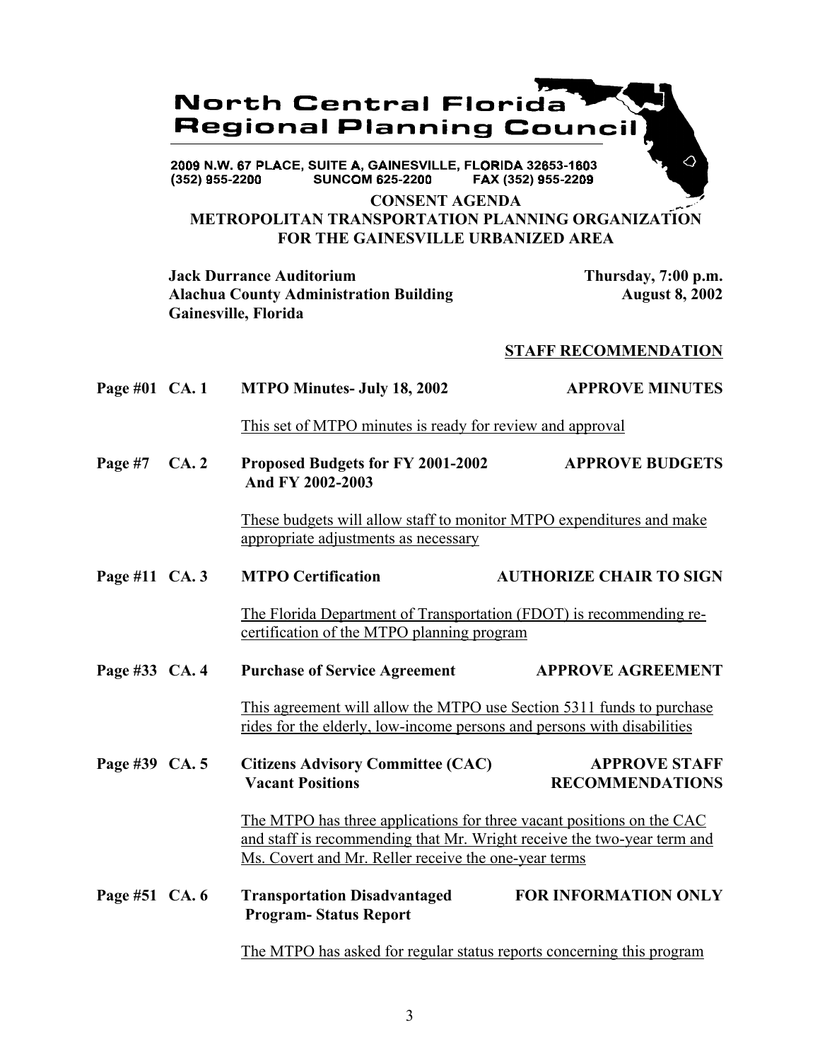# North Central Florida Regional Planning Council

2009 N.W. 67 PLACE, SUITE A, GAINESVILLE, FLORIDA 32653-1603
(352) 955-2200 SUNCOM 625-2200 FAX (352) 955-2209

## CONSENT AGENDA
## METROPOLITAN TRANSPORTATION PLANNING ORGANIZATION FOR THE GAINESVILLE URBANIZED AREA

**Jack Durrance Auditorium**
**Alachua County Administration Building**
**Gainesville, Florida**

**Thursday, 7:00 p.m.**
**August 8, 2002**

**STAFF RECOMMENDATION**

**Page #01 CA. 1 MTPO Minutes- July 18, 2002** — **APPROVE MINUTES**

This set of MTPO minutes is ready for review and approval

**Page #7 CA. 2 Proposed Budgets for FY 2001-2002 And FY 2002-2003** — **APPROVE BUDGETS**

These budgets will allow staff to monitor MTPO expenditures and make appropriate adjustments as necessary

**Page #11 CA. 3 MTPO Certification** — **AUTHORIZE CHAIR TO SIGN**

The Florida Department of Transportation (FDOT) is recommending re-certification of the MTPO planning program

**Page #33 CA. 4 Purchase of Service Agreement** — **APPROVE AGREEMENT**

This agreement will allow the MTPO use Section 5311 funds to purchase rides for the elderly, low-income persons and persons with disabilities

**Page #39 CA. 5 Citizens Advisory Committee (CAC) Vacant Positions** — **APPROVE STAFF RECOMMENDATIONS**

The MTPO has three applications for three vacant positions on the CAC and staff is recommending that Mr. Wright receive the two-year term and Ms. Covert and Mr. Reller receive the one-year terms

**Page #51 CA. 6 Transportation Disadvantaged Program- Status Report** — **FOR INFORMATION ONLY**

The MTPO has asked for regular status reports concerning this program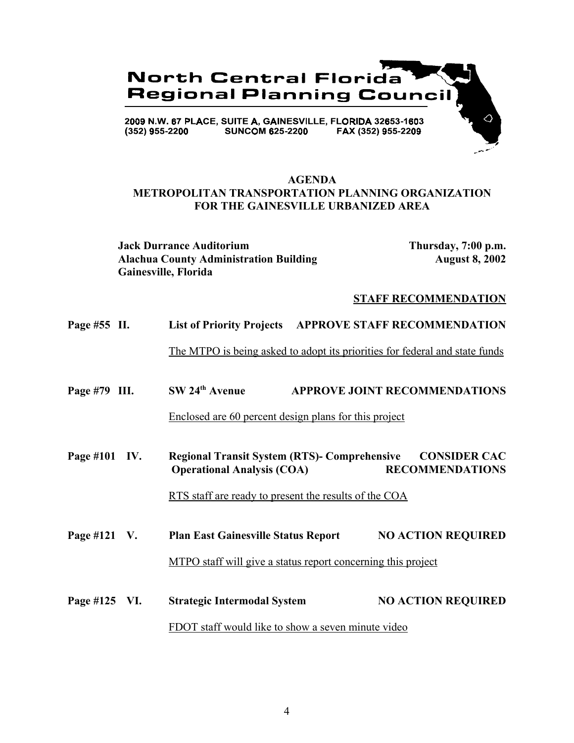**North Central Florida Regional Planning Council**

2009 N.W. 67 PLACE, SUITE A, GAINESVILLE, FLORIDA 32653-1603
(352) 955-2200 SUNCOM 625-2200 FAX (352) 955-2209

## AGENDA
## METROPOLITAN TRANSPORTATION PLANNING ORGANIZATION FOR THE GAINESVILLE URBANIZED AREA

**Jack Durrance Auditorium** — **Thursday, 7:00 p.m.**
**Alachua County Administration Building** — **August 8, 2002**
**Gainesville, Florida**

**STAFF RECOMMENDATION**

**Page #55 II. List of Priority Projects** — **APPROVE STAFF RECOMMENDATION**

The MTPO is being asked to adopt its priorities for federal and state funds

**Page #79 III. SW 24th Avenue** — **APPROVE JOINT RECOMMENDATIONS**

Enclosed are 60 percent design plans for this project

**Page #101 IV. Regional Transit System (RTS)- Comprehensive Operational Analysis (COA)** — **CONSIDER CAC RECOMMENDATIONS**

RTS staff are ready to present the results of the COA

**Page #121 V. Plan East Gainesville Status Report** — **NO ACTION REQUIRED**

MTPO staff will give a status report concerning this project

**Page #125 VI. Strategic Intermodal System** — **NO ACTION REQUIRED**

FDOT staff would like to show a seven minute video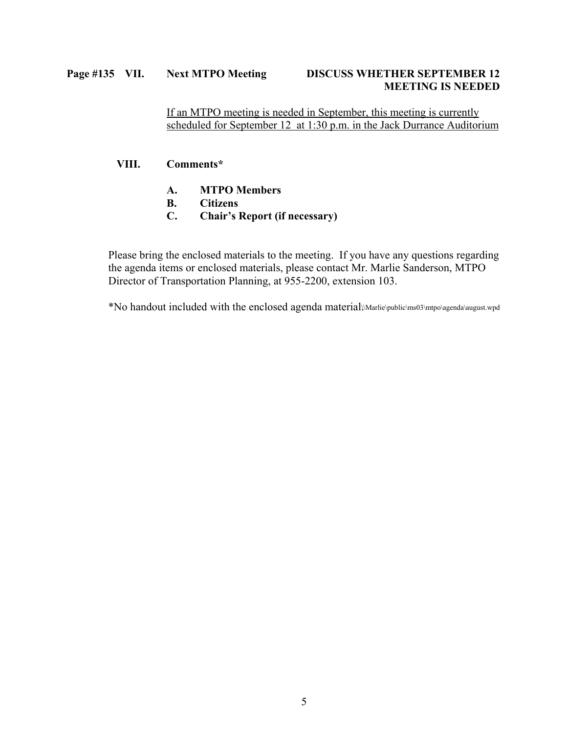**Page #135 VII. Next MTPO Meeting** **DISCUSS WHETHER SEPTEMBER 12 MEETING IS NEEDED**

If an MTPO meeting is needed in September, this meeting is currently scheduled for September 12 at 1:30 p.m. in the Jack Durrance Auditorium

**VIII. Comments***

- **A. MTPO Members**
- **B. Citizens**
- **C. Chair's Report (if necessary)**

Please bring the enclosed materials to the meeting. If you have any questions regarding the agenda items or enclosed materials, please contact Mr. Marlie Sanderson, MTPO Director of Transportation Planning, at 955-2200, extension 103.

*No handout included with the enclosed agenda material\\Marlie\public\ms03\mtpo\agenda\august.wpd